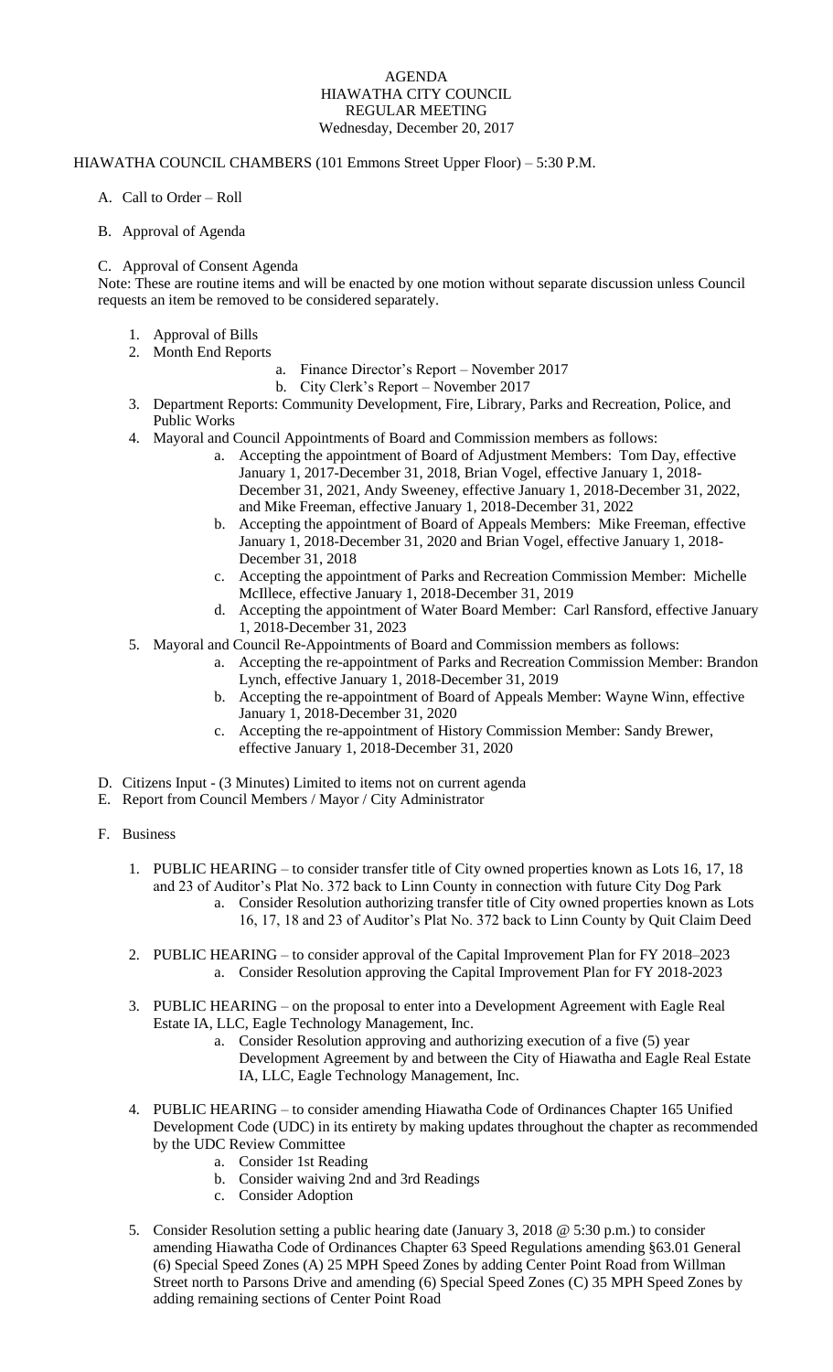# AGENDA
## HIAWATHA CITY COUNCIL
## REGULAR MEETING
### Wednesday, December 20, 2017

HIAWATHA COUNCIL CHAMBERS (101 Emmons Street Upper Floor) – 5:30 P.M.

A. Call to Order – Roll

B. Approval of Agenda

C. Approval of Consent Agenda

Note: These are routine items and will be enacted by one motion without separate discussion unless Council requests an item be removed to be considered separately.

1. Approval of Bills
2. Month End Reports
    a. Finance Director's Report – November 2017
    b. City Clerk's Report – November 2017
3. Department Reports: Community Development, Fire, Library, Parks and Recreation, Police, and Public Works
4. Mayoral and Council Appointments of Board and Commission members as follows:
    a. Accepting the appointment of Board of Adjustment Members: Tom Day, effective January 1, 2017-December 31, 2018, Brian Vogel, effective January 1, 2018-December 31, 2021, Andy Sweeney, effective January 1, 2018-December 31, 2022, and Mike Freeman, effective January 1, 2018-December 31, 2022
    b. Accepting the appointment of Board of Appeals Members: Mike Freeman, effective January 1, 2018-December 31, 2020 and Brian Vogel, effective January 1, 2018-December 31, 2018
    c. Accepting the appointment of Parks and Recreation Commission Member: Michelle McIllece, effective January 1, 2018-December 31, 2019
    d. Accepting the appointment of Water Board Member: Carl Ransford, effective January 1, 2018-December 31, 2023
5. Mayoral and Council Re-Appointments of Board and Commission members as follows:
    a. Accepting the re-appointment of Parks and Recreation Commission Member: Brandon Lynch, effective January 1, 2018-December 31, 2019
    b. Accepting the re-appointment of Board of Appeals Member: Wayne Winn, effective January 1, 2018-December 31, 2020
    c. Accepting the re-appointment of History Commission Member: Sandy Brewer, effective January 1, 2018-December 31, 2020

D. Citizens Input - (3 Minutes) Limited to items not on current agenda

E. Report from Council Members / Mayor / City Administrator

F. Business

1. PUBLIC HEARING – to consider transfer title of City owned properties known as Lots 16, 17, 18 and 23 of Auditor's Plat No. 372 back to Linn County in connection with future City Dog Park
    a. Consider Resolution authorizing transfer title of City owned properties known as Lots 16, 17, 18 and 23 of Auditor's Plat No. 372 back to Linn County by Quit Claim Deed
2. PUBLIC HEARING – to consider approval of the Capital Improvement Plan for FY 2018–2023
    a. Consider Resolution approving the Capital Improvement Plan for FY 2018-2023
3. PUBLIC HEARING – on the proposal to enter into a Development Agreement with Eagle Real Estate IA, LLC, Eagle Technology Management, Inc.
    a. Consider Resolution approving and authorizing execution of a five (5) year Development Agreement by and between the City of Hiawatha and Eagle Real Estate IA, LLC, Eagle Technology Management, Inc.
4. PUBLIC HEARING – to consider amending Hiawatha Code of Ordinances Chapter 165 Unified Development Code (UDC) in its entirety by making updates throughout the chapter as recommended by the UDC Review Committee
    a. Consider 1st Reading
    b. Consider waiving 2nd and 3rd Readings
    c. Consider Adoption
5. Consider Resolution setting a public hearing date (January 3, 2018 @ 5:30 p.m.) to consider amending Hiawatha Code of Ordinances Chapter 63 Speed Regulations amending §63.01 General (6) Special Speed Zones (A) 25 MPH Speed Zones by adding Center Point Road from Willman Street north to Parsons Drive and amending (6) Special Speed Zones (C) 35 MPH Speed Zones by adding remaining sections of Center Point Road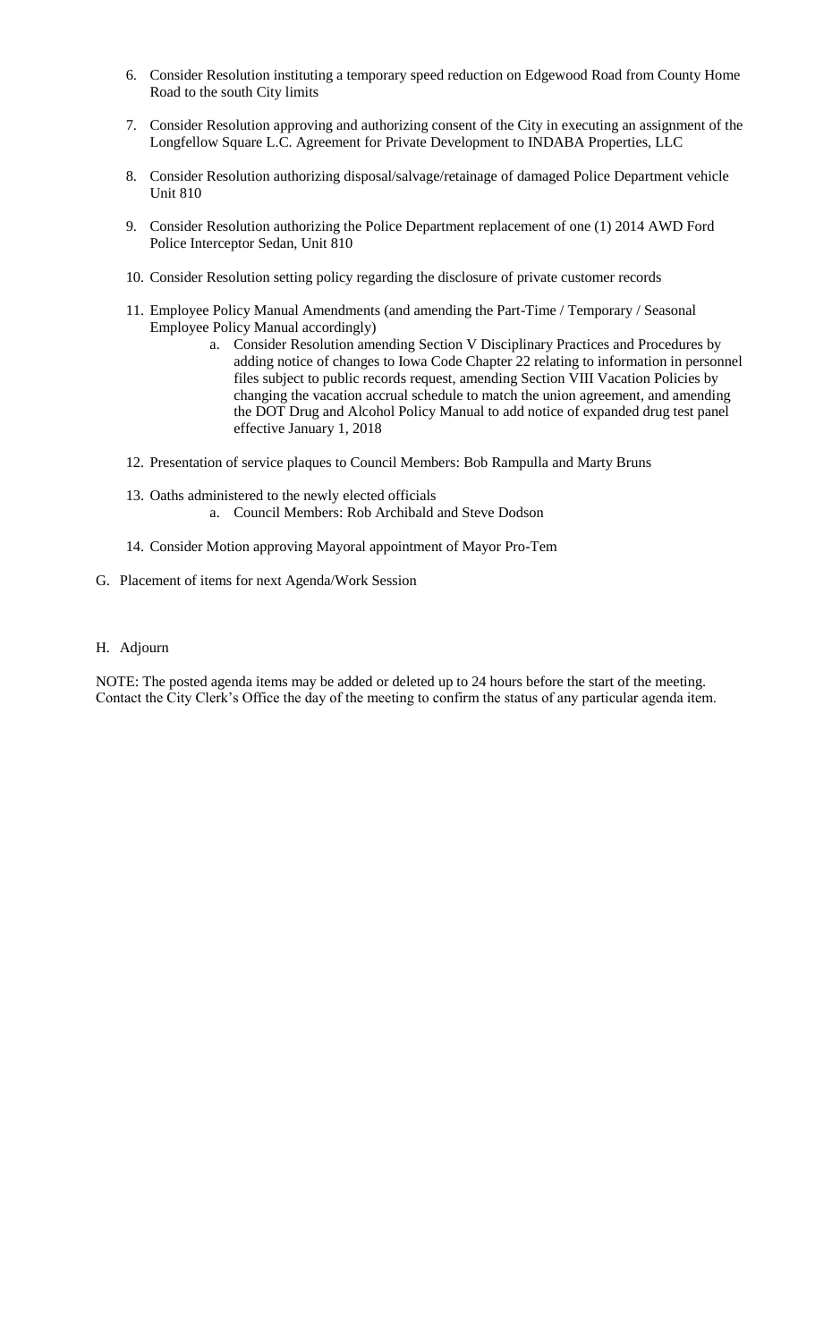6. Consider Resolution instituting a temporary speed reduction on Edgewood Road from County Home Road to the south City limits

7. Consider Resolution approving and authorizing consent of the City in executing an assignment of the Longfellow Square L.C. Agreement for Private Development to INDABA Properties, LLC

8. Consider Resolution authorizing disposal/salvage/retainage of damaged Police Department vehicle Unit 810

9. Consider Resolution authorizing the Police Department replacement of one (1) 2014 AWD Ford Police Interceptor Sedan, Unit 810

10. Consider Resolution setting policy regarding the disclosure of private customer records

11. Employee Policy Manual Amendments (and amending the Part-Time / Temporary / Seasonal Employee Policy Manual accordingly)
    a. Consider Resolution amending Section V Disciplinary Practices and Procedures by adding notice of changes to Iowa Code Chapter 22 relating to information in personnel files subject to public records request, amending Section VIII Vacation Policies by changing the vacation accrual schedule to match the union agreement, and amending the DOT Drug and Alcohol Policy Manual to add notice of expanded drug test panel effective January 1, 2018

12. Presentation of service plaques to Council Members: Bob Rampulla and Marty Bruns

13. Oaths administered to the newly elected officials
    a. Council Members: Rob Archibald and Steve Dodson

14. Consider Motion approving Mayoral appointment of Mayor Pro-Tem

G. Placement of items for next Agenda/Work Session

H. Adjourn

NOTE: The posted agenda items may be added or deleted up to 24 hours before the start of the meeting. Contact the City Clerk's Office the day of the meeting to confirm the status of any particular agenda item.